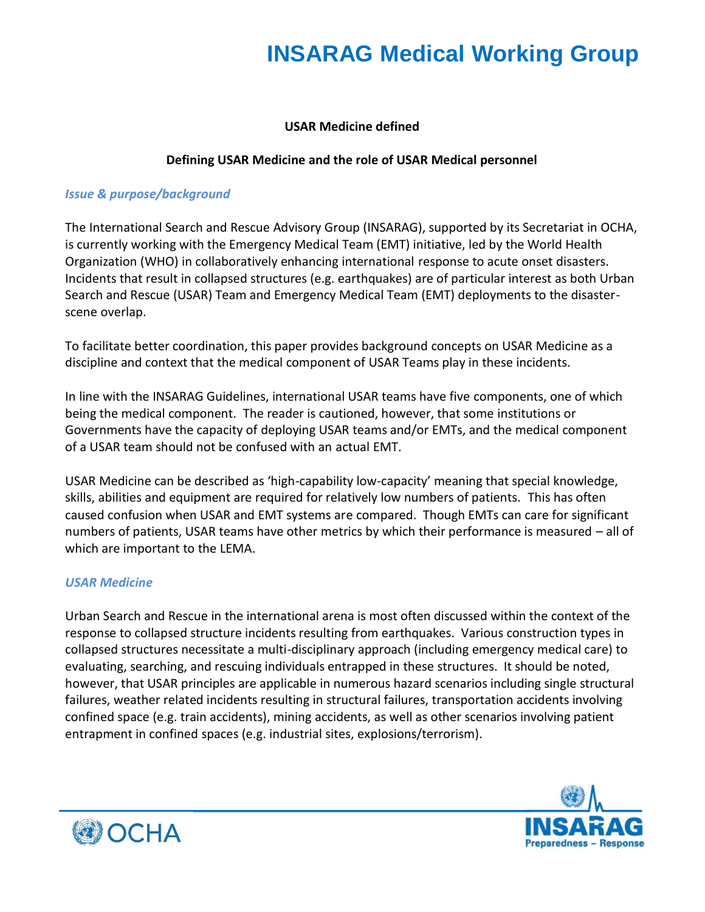# INSARAG Medical Working Group

## USAR Medicine defined

## Defining USAR Medicine and the role of USAR Medical personnel

### *Issue & purpose/background*

The International Search and Rescue Advisory Group (INSARAG), supported by its Secretariat in OCHA, is currently working with the Emergency Medical Team (EMT) initiative, led by the World Health Organization (WHO) in collaboratively enhancing international response to acute onset disasters. Incidents that result in collapsed structures (e.g. earthquakes) are of particular interest as both Urban Search and Rescue (USAR) Team and Emergency Medical Team (EMT) deployments to the disaster-scene overlap.

To facilitate better coordination, this paper provides background concepts on USAR Medicine as a discipline and context that the medical component of USAR Teams play in these incidents.

In line with the INSARAG Guidelines, international USAR teams have five components, one of which being the medical component. The reader is cautioned, however, that some institutions or Governments have the capacity of deploying USAR teams and/or EMTs, and the medical component of a USAR team should not be confused with an actual EMT.

USAR Medicine can be described as 'high-capability low-capacity' meaning that special knowledge, skills, abilities and equipment are required for relatively low numbers of patients. This has often caused confusion when USAR and EMT systems are compared. Though EMTs can care for significant numbers of patients, USAR teams have other metrics by which their performance is measured – all of which are important to the LEMA.

### *USAR Medicine*

Urban Search and Rescue in the international arena is most often discussed within the context of the response to collapsed structure incidents resulting from earthquakes. Various construction types in collapsed structures necessitate a multi-disciplinary approach (including emergency medical care) to evaluating, searching, and rescuing individuals entrapped in these structures. It should be noted, however, that USAR principles are applicable in numerous hazard scenarios including single structural failures, weather related incidents resulting in structural failures, transportation accidents involving confined space (e.g. train accidents), mining accidents, as well as other scenarios involving patient entrapment in confined spaces (e.g. industrial sites, explosions/terrorism).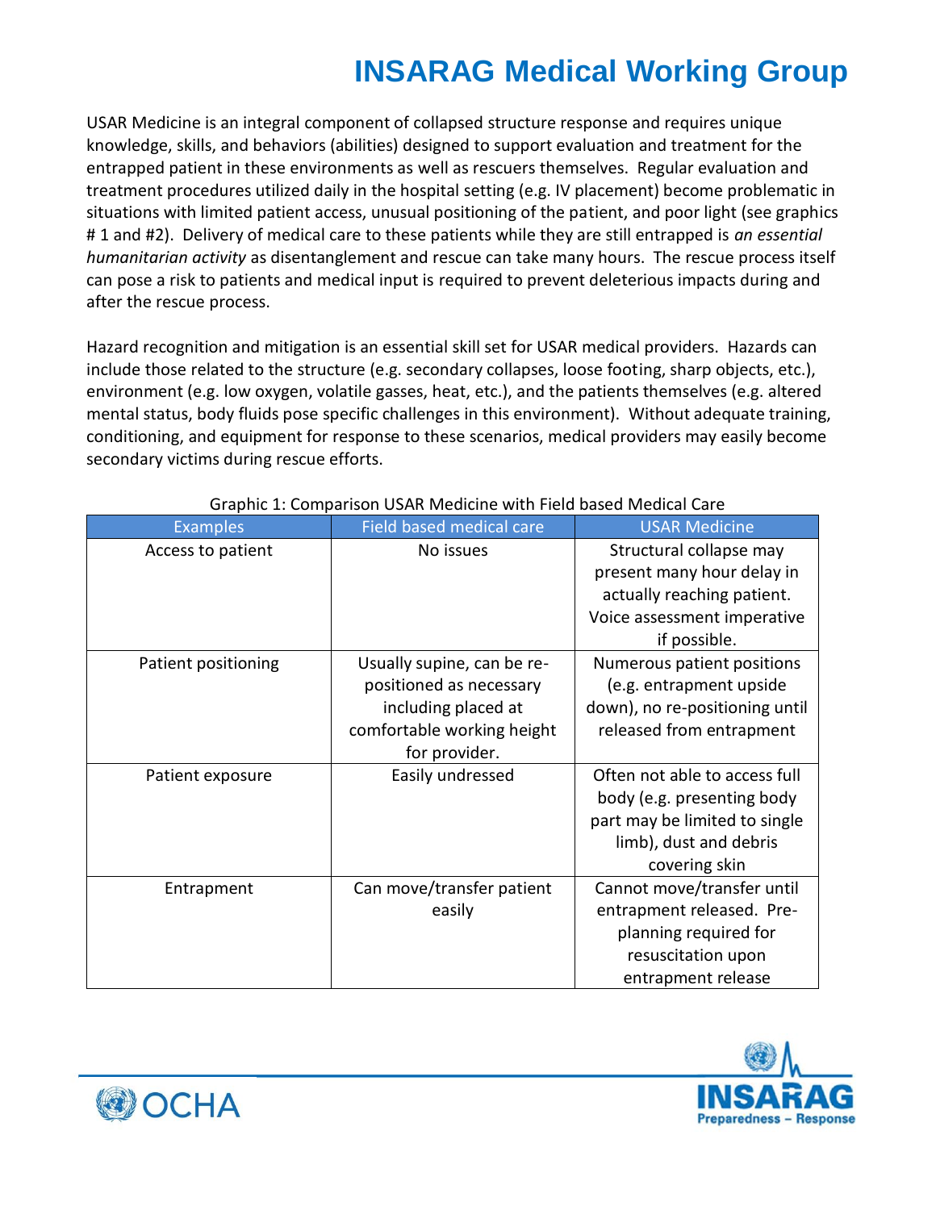USAR Medicine is an integral component of collapsed structure response and requires unique knowledge, skills, and behaviors (abilities) designed to support evaluation and treatment for the entrapped patient in these environments as well as rescuers themselves. Regular evaluation and treatment procedures utilized daily in the hospital setting (e.g. IV placement) become problematic in situations with limited patient access, unusual positioning of the patient, and poor light (see graphics # 1 and #2). Delivery of medical care to these patients while they are still entrapped is *an essential humanitarian activity* as disentanglement and rescue can take many hours. The rescue process itself can pose a risk to patients and medical input is required to prevent deleterious impacts during and after the rescue process.

Hazard recognition and mitigation is an essential skill set for USAR medical providers. Hazards can include those related to the structure (e.g. secondary collapses, loose footing, sharp objects, etc.), environment (e.g. low oxygen, volatile gasses, heat, etc.), and the patients themselves (e.g. altered mental status, body fluids pose specific challenges in this environment). Without adequate training, conditioning, and equipment for response to these scenarios, medical providers may easily become secondary victims during rescue efforts.

Graphic 1: Comparison USAR Medicine with Field based Medical Care

| Examples | Field based medical care | USAR Medicine |
|---|---|---|
| Access to patient | No issues | Structural collapse may present many hour delay in actually reaching patient. Voice assessment imperative if possible. |
| Patient positioning | Usually supine, can be re-positioned as necessary including placed at comfortable working height for provider. | Numerous patient positions (e.g. entrapment upside down), no re-positioning until released from entrapment |
| Patient exposure | Easily undressed | Often not able to access full body (e.g. presenting body part may be limited to single limb), dust and debris covering skin |
| Entrapment | Can move/transfer patient easily | Cannot move/transfer until entrapment released. Pre-planning required for resuscitation upon entrapment release |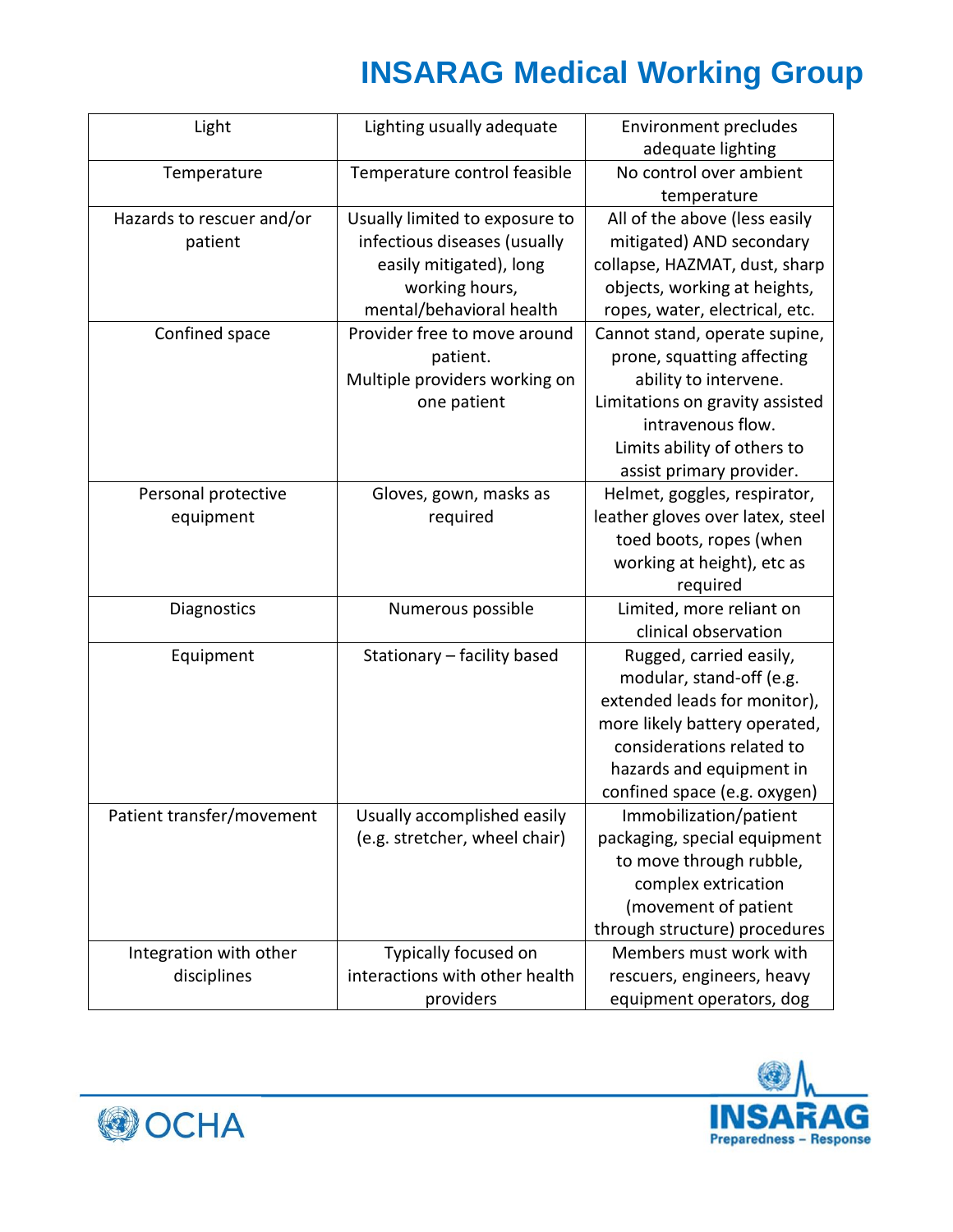| Light | Lighting usually adequate | Environment precludes adequate lighting |
|---|---|---|
| Temperature | Temperature control feasible | No control over ambient temperature |
| Hazards to rescuer and/or patient | Usually limited to exposure to infectious diseases (usually easily mitigated), long working hours, mental/behavioral health | All of the above (less easily mitigated) AND secondary collapse, HAZMAT, dust, sharp objects, working at heights, ropes, water, electrical, etc. |
| Confined space | Provider free to move around patient.<br>Multiple providers working on one patient | Cannot stand, operate supine, prone, squatting affecting ability to intervene.<br>Limitations on gravity assisted intravenous flow.<br>Limits ability of others to assist primary provider. |
| Personal protective equipment | Gloves, gown, masks as required | Helmet, goggles, respirator, leather gloves over latex, steel toed boots, ropes (when working at height), etc as required |
| Diagnostics | Numerous possible | Limited, more reliant on clinical observation |
| Equipment | Stationary – facility based | Rugged, carried easily, modular, stand-off (e.g. extended leads for monitor), more likely battery operated, considerations related to hazards and equipment in confined space (e.g. oxygen) |
| Patient transfer/movement | Usually accomplished easily (e.g. stretcher, wheel chair) | Immobilization/patient packaging, special equipment to move through rubble, complex extrication (movement of patient through structure) procedures |
| Integration with other disciplines | Typically focused on interactions with other health providers | Members must work with rescuers, engineers, heavy equipment operators, dog |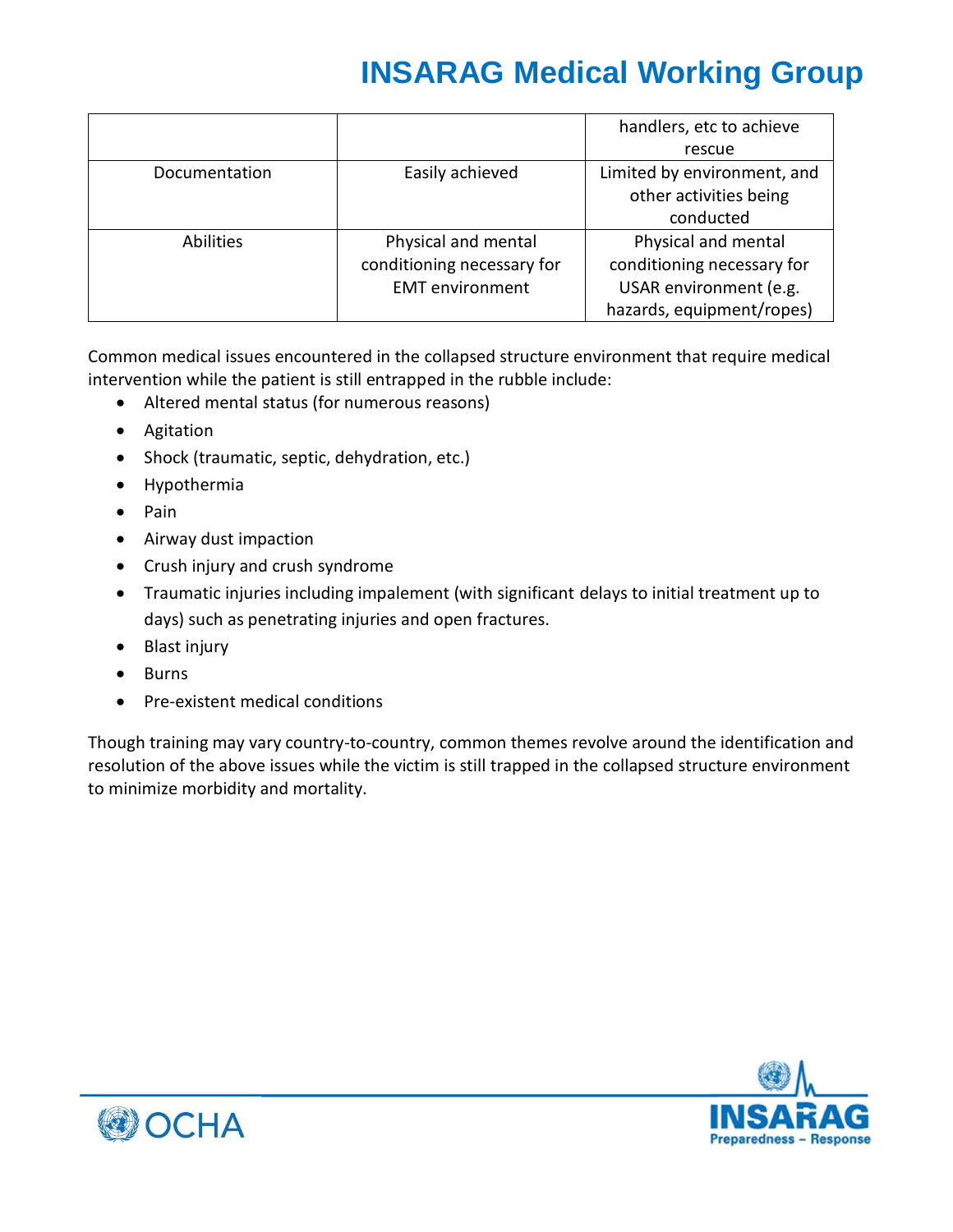| | | |
|---|---|---|
| | | handlers, etc to achieve rescue |
| Documentation | Easily achieved | Limited by environment, and other activities being conducted |
| Abilities | Physical and mental conditioning necessary for EMT environment | Physical and mental conditioning necessary for USAR environment (e.g. hazards, equipment/ropes) |

Common medical issues encountered in the collapsed structure environment that require medical intervention while the patient is still entrapped in the rubble include:

- Altered mental status (for numerous reasons)
- Agitation
- Shock (traumatic, septic, dehydration, etc.)
- Hypothermia
- Pain
- Airway dust impaction
- Crush injury and crush syndrome
- Traumatic injuries including impalement (with significant delays to initial treatment up to days) such as penetrating injuries and open fractures.
- Blast injury
- Burns
- Pre-existent medical conditions

Though training may vary country-to-country, common themes revolve around the identification and resolution of the above issues while the victim is still trapped in the collapsed structure environment to minimize morbidity and mortality.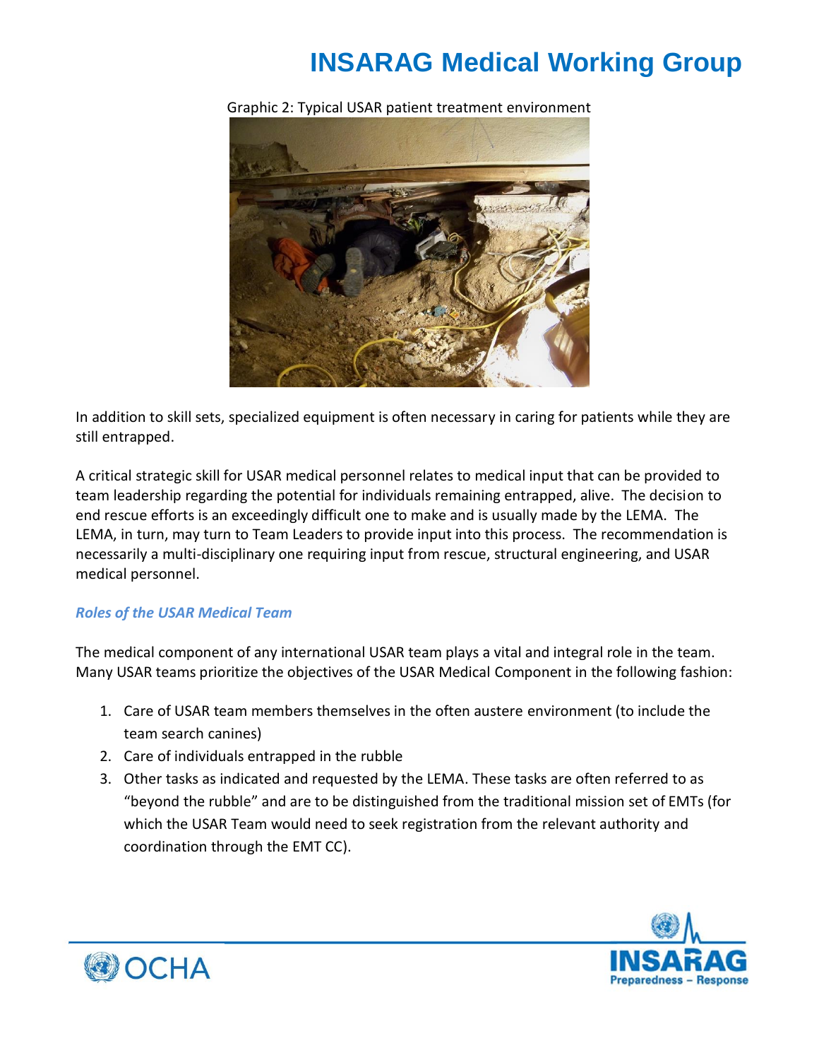Graphic 2: Typical USAR patient treatment environment

In addition to skill sets, specialized equipment is often necessary in caring for patients while they are still entrapped.

A critical strategic skill for USAR medical personnel relates to medical input that can be provided to team leadership regarding the potential for individuals remaining entrapped, alive. The decision to end rescue efforts is an exceedingly difficult one to make and is usually made by the LEMA. The LEMA, in turn, may turn to Team Leaders to provide input into this process. The recommendation is necessarily a multi-disciplinary one requiring input from rescue, structural engineering, and USAR medical personnel.

### *Roles of the USAR Medical Team*

The medical component of any international USAR team plays a vital and integral role in the team. Many USAR teams prioritize the objectives of the USAR Medical Component in the following fashion:

1. Care of USAR team members themselves in the often austere environment (to include the team search canines)
2. Care of individuals entrapped in the rubble
3. Other tasks as indicated and requested by the LEMA. These tasks are often referred to as "beyond the rubble" and are to be distinguished from the traditional mission set of EMTs (for which the USAR Team would need to seek registration from the relevant authority and coordination through the EMT CC).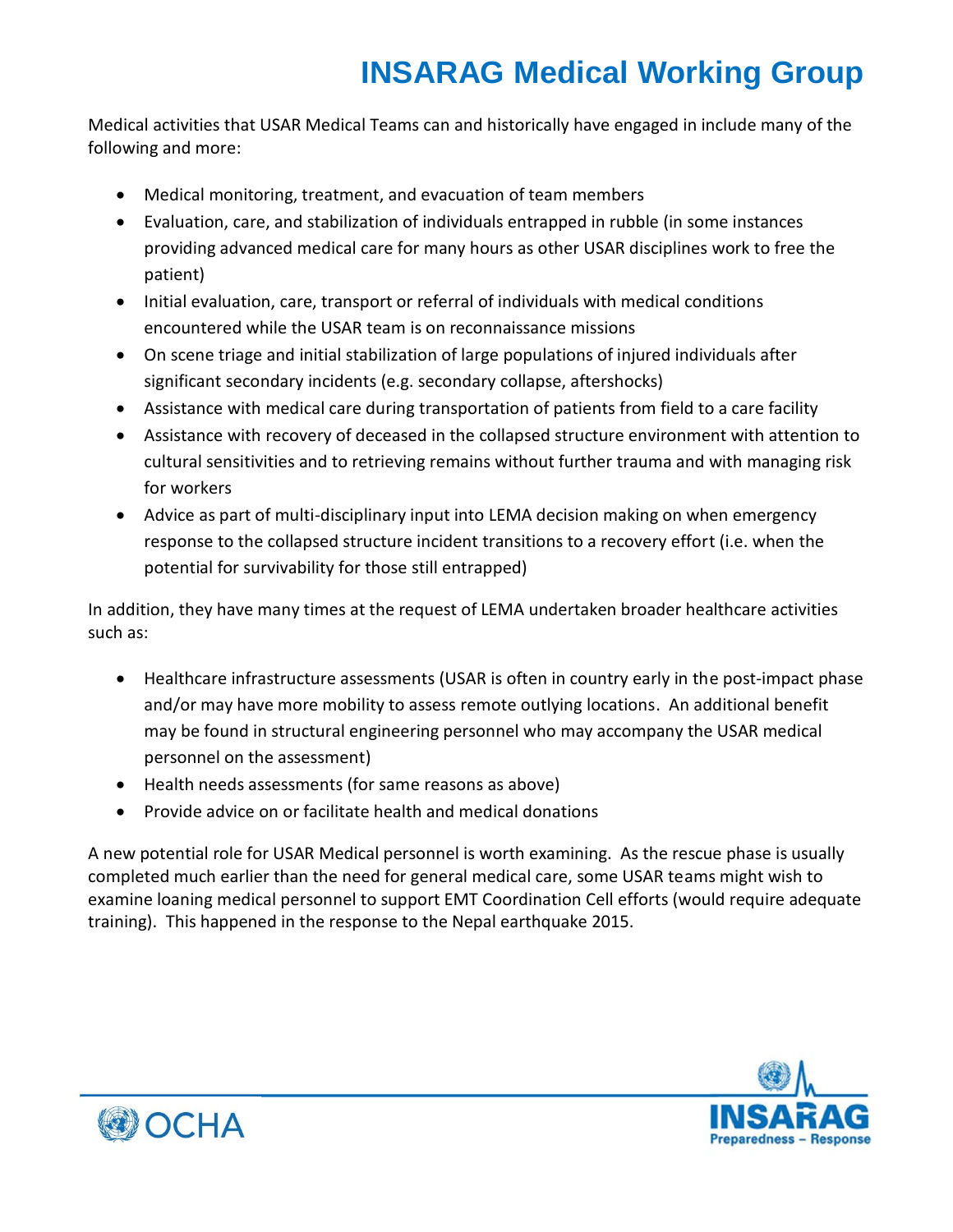Medical activities that USAR Medical Teams can and historically have engaged in include many of the following and more:

- Medical monitoring, treatment, and evacuation of team members
- Evaluation, care, and stabilization of individuals entrapped in rubble (in some instances providing advanced medical care for many hours as other USAR disciplines work to free the patient)
- Initial evaluation, care, transport or referral of individuals with medical conditions encountered while the USAR team is on reconnaissance missions
- On scene triage and initial stabilization of large populations of injured individuals after significant secondary incidents (e.g. secondary collapse, aftershocks)
- Assistance with medical care during transportation of patients from field to a care facility
- Assistance with recovery of deceased in the collapsed structure environment with attention to cultural sensitivities and to retrieving remains without further trauma and with managing risk for workers
- Advice as part of multi-disciplinary input into LEMA decision making on when emergency response to the collapsed structure incident transitions to a recovery effort (i.e. when the potential for survivability for those still entrapped)

In addition, they have many times at the request of LEMA undertaken broader healthcare activities such as:

- Healthcare infrastructure assessments (USAR is often in country early in the post-impact phase and/or may have more mobility to assess remote outlying locations. An additional benefit may be found in structural engineering personnel who may accompany the USAR medical personnel on the assessment)
- Health needs assessments (for same reasons as above)
- Provide advice on or facilitate health and medical donations

A new potential role for USAR Medical personnel is worth examining. As the rescue phase is usually completed much earlier than the need for general medical care, some USAR teams might wish to examine loaning medical personnel to support EMT Coordination Cell efforts (would require adequate training). This happened in the response to the Nepal earthquake 2015.